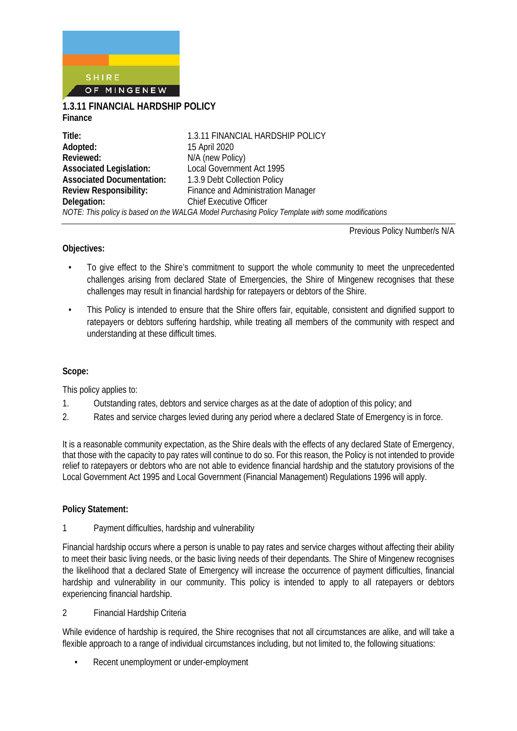# 1.3.11 FINANCIAL HARDSHIP POLICY

**Finance**

| | |
|---|---|
| **Title:** | 1.3.11 FINANCIAL HARDSHIP POLICY |
| **Adopted:** | 15 April 2020 |
| **Reviewed:** | N/A (new Policy) |
| **Associated Legislation:** | Local Government Act 1995 |
| **Associated Documentation:** | 1.3.9 Debt Collection Policy |
| **Review Responsibility:** | Finance and Administration Manager |
| **Delegation:** | Chief Executive Officer |

*NOTE: This policy is based on the WALGA Model Purchasing Policy Template with some modifications*

---

Previous Policy Number/s N/A

**Objectives:**

- To give effect to the Shire's commitment to support the whole community to meet the unprecedented challenges arising from declared State of Emergencies, the Shire of Mingenew recognises that these challenges may result in financial hardship for ratepayers or debtors of the Shire.
- This Policy is intended to ensure that the Shire offers fair, equitable, consistent and dignified support to ratepayers or debtors suffering hardship, while treating all members of the community with respect and understanding at these difficult times.

**Scope:**

This policy applies to:

1. Outstanding rates, debtors and service charges as at the date of adoption of this policy; and
2. Rates and service charges levied during any period where a declared State of Emergency is in force.

It is a reasonable community expectation, as the Shire deals with the effects of any declared State of Emergency, that those with the capacity to pay rates will continue to do so. For this reason, the Policy is not intended to provide relief to ratepayers or debtors who are not able to evidence financial hardship and the statutory provisions of the Local Government Act 1995 and Local Government (Financial Management) Regulations 1996 will apply.

**Policy Statement:**

1 Payment difficulties, hardship and vulnerability

Financial hardship occurs where a person is unable to pay rates and service charges without affecting their ability to meet their basic living needs, or the basic living needs of their dependants. The Shire of Mingenew recognises the likelihood that a declared State of Emergency will increase the occurrence of payment difficulties, financial hardship and vulnerability in our community. This policy is intended to apply to all ratepayers or debtors experiencing financial hardship.

2 Financial Hardship Criteria

While evidence of hardship is required, the Shire recognises that not all circumstances are alike, and will take a flexible approach to a range of individual circumstances including, but not limited to, the following situations:

- Recent unemployment or under-employment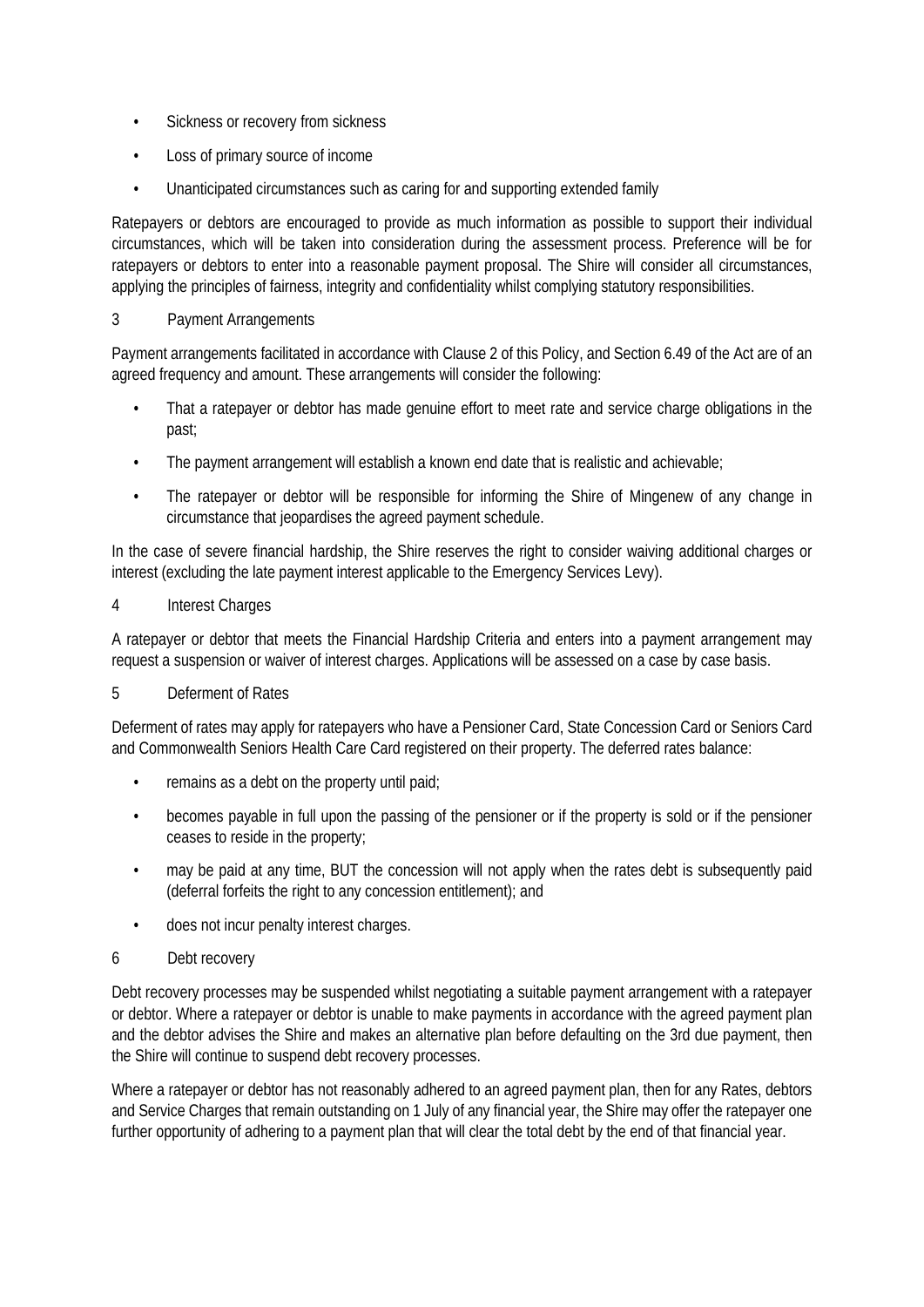- Sickness or recovery from sickness
- Loss of primary source of income
- Unanticipated circumstances such as caring for and supporting extended family

Ratepayers or debtors are encouraged to provide as much information as possible to support their individual circumstances, which will be taken into consideration during the assessment process. Preference will be for ratepayers or debtors to enter into a reasonable payment proposal. The Shire will consider all circumstances, applying the principles of fairness, integrity and confidentiality whilst complying statutory responsibilities.

## 3 Payment Arrangements

Payment arrangements facilitated in accordance with Clause 2 of this Policy, and Section 6.49 of the Act are of an agreed frequency and amount. These arrangements will consider the following:

- That a ratepayer or debtor has made genuine effort to meet rate and service charge obligations in the past;
- The payment arrangement will establish a known end date that is realistic and achievable;
- The ratepayer or debtor will be responsible for informing the Shire of Mingenew of any change in circumstance that jeopardises the agreed payment schedule.

In the case of severe financial hardship, the Shire reserves the right to consider waiving additional charges or interest (excluding the late payment interest applicable to the Emergency Services Levy).

## 4 Interest Charges

A ratepayer or debtor that meets the Financial Hardship Criteria and enters into a payment arrangement may request a suspension or waiver of interest charges. Applications will be assessed on a case by case basis.

## 5 Deferment of Rates

Deferment of rates may apply for ratepayers who have a Pensioner Card, State Concession Card or Seniors Card and Commonwealth Seniors Health Care Card registered on their property. The deferred rates balance:

- remains as a debt on the property until paid;
- becomes payable in full upon the passing of the pensioner or if the property is sold or if the pensioner ceases to reside in the property;
- may be paid at any time, BUT the concession will not apply when the rates debt is subsequently paid (deferral forfeits the right to any concession entitlement); and
- does not incur penalty interest charges.

## 6 Debt recovery

Debt recovery processes may be suspended whilst negotiating a suitable payment arrangement with a ratepayer or debtor. Where a ratepayer or debtor is unable to make payments in accordance with the agreed payment plan and the debtor advises the Shire and makes an alternative plan before defaulting on the 3rd due payment, then the Shire will continue to suspend debt recovery processes.

Where a ratepayer or debtor has not reasonably adhered to an agreed payment plan, then for any Rates, debtors and Service Charges that remain outstanding on 1 July of any financial year, the Shire may offer the ratepayer one further opportunity of adhering to a payment plan that will clear the total debt by the end of that financial year.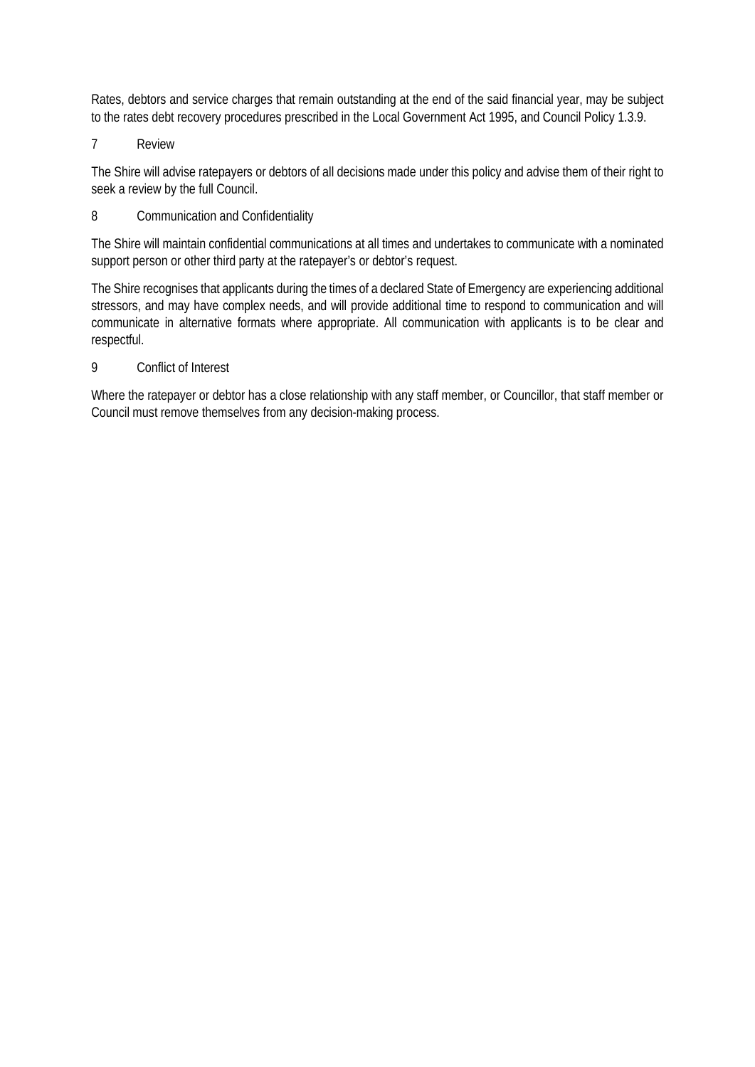Rates, debtors and service charges that remain outstanding at the end of the said financial year, may be subject to the rates debt recovery procedures prescribed in the Local Government Act 1995, and Council Policy 1.3.9.

## 7 Review

The Shire will advise ratepayers or debtors of all decisions made under this policy and advise them of their right to seek a review by the full Council.

## 8 Communication and Confidentiality

The Shire will maintain confidential communications at all times and undertakes to communicate with a nominated support person or other third party at the ratepayer's or debtor's request.

The Shire recognises that applicants during the times of a declared State of Emergency are experiencing additional stressors, and may have complex needs, and will provide additional time to respond to communication and will communicate in alternative formats where appropriate. All communication with applicants is to be clear and respectful.

## 9 Conflict of Interest

Where the ratepayer or debtor has a close relationship with any staff member, or Councillor, that staff member or Council must remove themselves from any decision-making process.